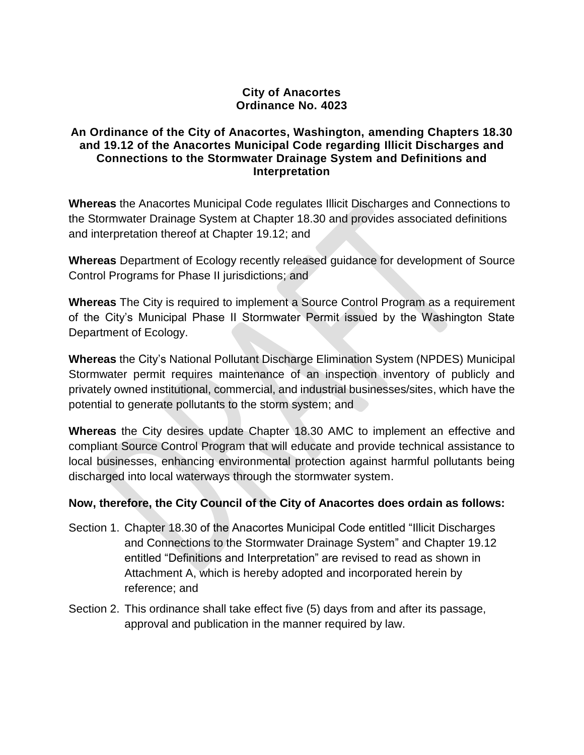**City of Anacortes**
**Ordinance No. 4023**

**An Ordinance of the City of Anacortes, Washington, amending Chapters 18.30 and 19.12 of the Anacortes Municipal Code regarding Illicit Discharges and Connections to the Stormwater Drainage System and Definitions and Interpretation**

**Whereas** the Anacortes Municipal Code regulates Illicit Discharges and Connections to the Stormwater Drainage System at Chapter 18.30 and provides associated definitions and interpretation thereof at Chapter 19.12; and

**Whereas** Department of Ecology recently released guidance for development of Source Control Programs for Phase II jurisdictions; and

**Whereas** The City is required to implement a Source Control Program as a requirement of the City's Municipal Phase II Stormwater Permit issued by the Washington State Department of Ecology.

**Whereas** the City's National Pollutant Discharge Elimination System (NPDES) Municipal Stormwater permit requires maintenance of an inspection inventory of publicly and privately owned institutional, commercial, and industrial businesses/sites, which have the potential to generate pollutants to the storm system; and

**Whereas** the City desires update Chapter 18.30 AMC to implement an effective and compliant Source Control Program that will educate and provide technical assistance to local businesses, enhancing environmental protection against harmful pollutants being discharged into local waterways through the stormwater system.

**Now, therefore, the City Council of the City of Anacortes does ordain as follows:**

Section 1. Chapter 18.30 of the Anacortes Municipal Code entitled "Illicit Discharges and Connections to the Stormwater Drainage System" and Chapter 19.12 entitled "Definitions and Interpretation" are revised to read as shown in Attachment A, which is hereby adopted and incorporated herein by reference; and

Section 2. This ordinance shall take effect five (5) days from and after its passage, approval and publication in the manner required by law.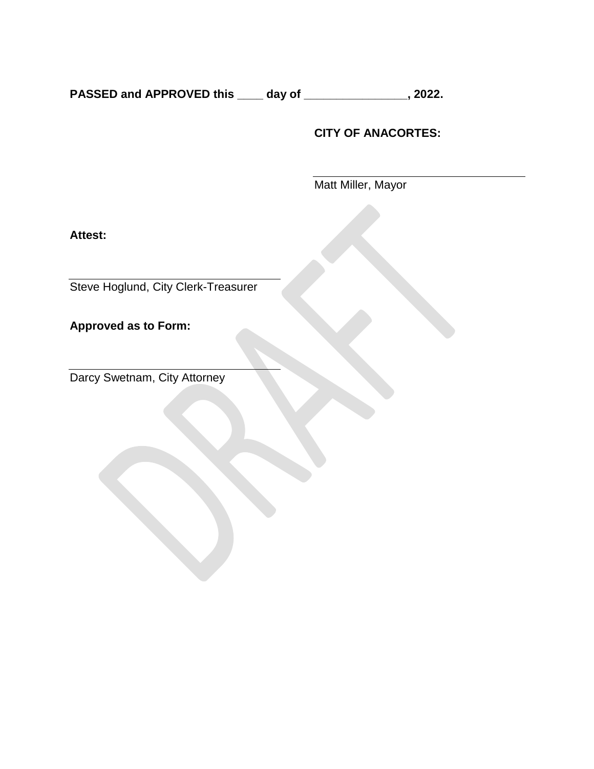**PASSED and APPROVED this ____ day of ________________, 2022.**

**CITY OF ANACORTES:**

\_\_\_\_\_\_\_\_\_\_\_\_\_\_\_\_\_\_\_\_\_\_\_\_\_\_\_\_\_\_\_\_\_\_\_\_

Matt Miller, Mayor

**Attest:**

\_\_\_\_\_\_\_\_\_\_\_\_\_\_\_\_\_\_\_\_\_\_\_\_\_\_\_\_\_\_\_\_\_\_\_\_

Steve Hoglund, City Clerk-Treasurer

**Approved as to Form:**

\_\_\_\_\_\_\_\_\_\_\_\_\_\_\_\_\_\_\_\_\_\_\_\_\_\_\_\_\_\_\_\_\_\_\_\_

Darcy Swetnam, City Attorney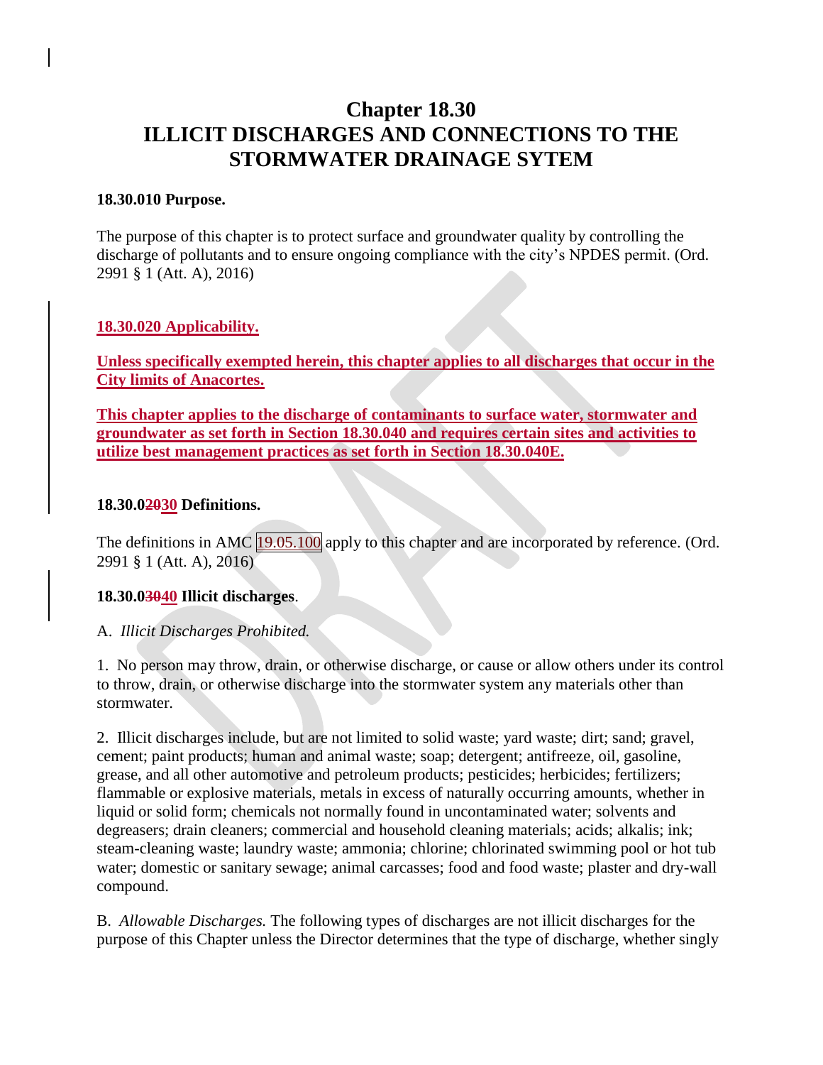# Chapter 18.30
# ILLICIT DISCHARGES AND CONNECTIONS TO THE STORMWATER DRAINAGE SYTEM

**18.30.010 Purpose.**

The purpose of this chapter is to protect surface and groundwater quality by controlling the discharge of pollutants and to ensure ongoing compliance with the city's NPDES permit. (Ord. 2991 § 1 (Att. A), 2016)

**18.30.020 Applicability.**

**Unless specifically exempted herein, this chapter applies to all discharges that occur in the City limits of Anacortes.**

**This chapter applies to the discharge of contaminants to surface water, stormwater and groundwater as set forth in Section 18.30.040 and requires certain sites and activities to utilize best management practices as set forth in Section 18.30.040E.**

**18.30.0~~20~~30 Definitions.**

The definitions in AMC 19.05.100 apply to this chapter and are incorporated by reference. (Ord. 2991 § 1 (Att. A), 2016)

**18.30.0~~30~~40 Illicit discharges**.

A. *Illicit Discharges Prohibited.*

1. No person may throw, drain, or otherwise discharge, or cause or allow others under its control to throw, drain, or otherwise discharge into the stormwater system any materials other than stormwater.

2. Illicit discharges include, but are not limited to solid waste; yard waste; dirt; sand; gravel, cement; paint products; human and animal waste; soap; detergent; antifreeze, oil, gasoline, grease, and all other automotive and petroleum products; pesticides; herbicides; fertilizers; flammable or explosive materials, metals in excess of naturally occurring amounts, whether in liquid or solid form; chemicals not normally found in uncontaminated water; solvents and degreasers; drain cleaners; commercial and household cleaning materials; acids; alkalis; ink; steam-cleaning waste; laundry waste; ammonia; chlorine; chlorinated swimming pool or hot tub water; domestic or sanitary sewage; animal carcasses; food and food waste; plaster and dry-wall compound.

B. *Allowable Discharges.* The following types of discharges are not illicit discharges for the purpose of this Chapter unless the Director determines that the type of discharge, whether singly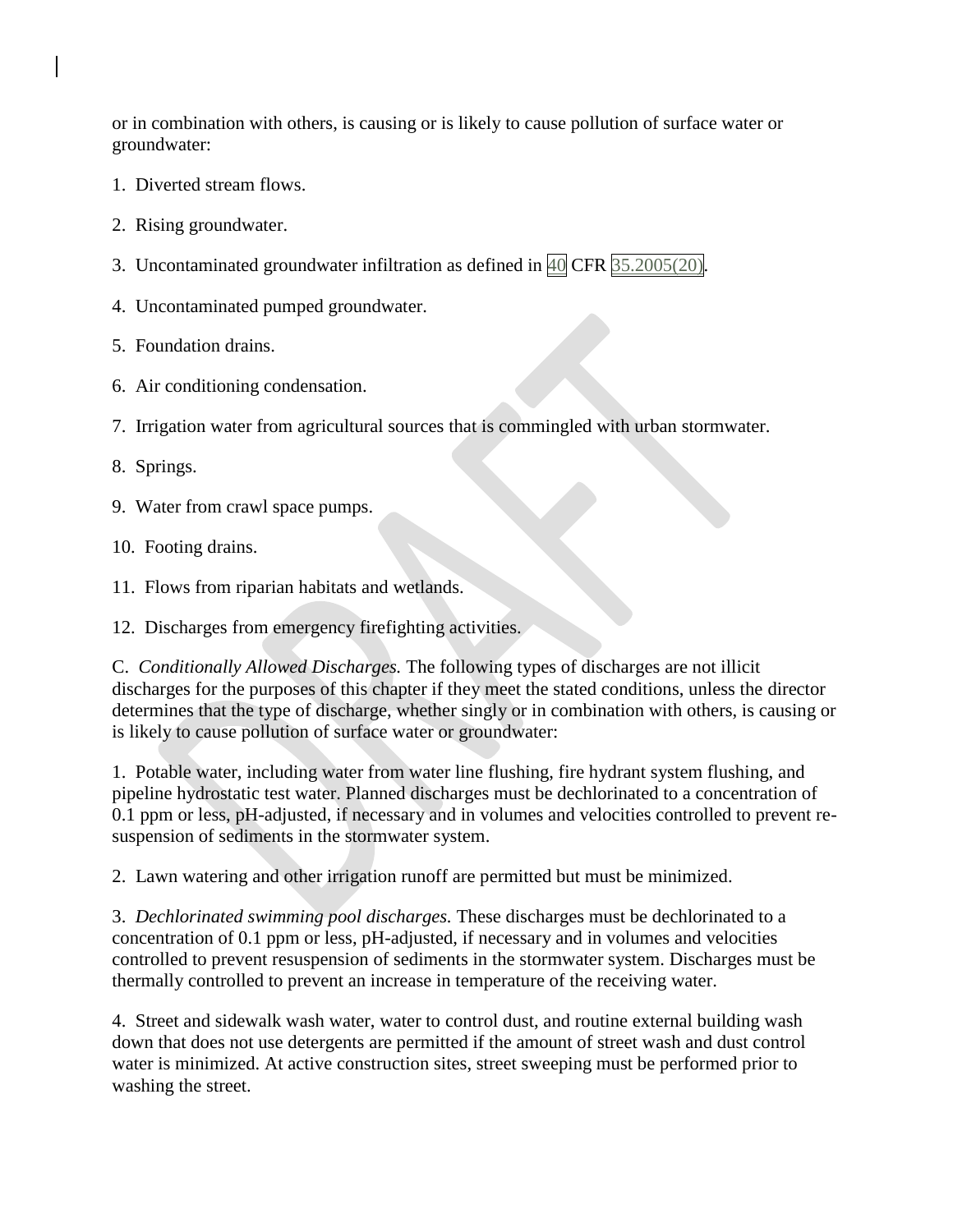or in combination with others, is causing or is likely to cause pollution of surface water or groundwater:

1. Diverted stream flows.

2. Rising groundwater.

3. Uncontaminated groundwater infiltration as defined in 40 CFR 35.2005(20).

4. Uncontaminated pumped groundwater.

5. Foundation drains.

6. Air conditioning condensation.

7. Irrigation water from agricultural sources that is commingled with urban stormwater.

8. Springs.

9. Water from crawl space pumps.

10. Footing drains.

11. Flows from riparian habitats and wetlands.

12. Discharges from emergency firefighting activities.

C. *Conditionally Allowed Discharges.* The following types of discharges are not illicit discharges for the purposes of this chapter if they meet the stated conditions, unless the director determines that the type of discharge, whether singly or in combination with others, is causing or is likely to cause pollution of surface water or groundwater:

1. Potable water, including water from water line flushing, fire hydrant system flushing, and pipeline hydrostatic test water. Planned discharges must be dechlorinated to a concentration of 0.1 ppm or less, pH-adjusted, if necessary and in volumes and velocities controlled to prevent re-suspension of sediments in the stormwater system.

2. Lawn watering and other irrigation runoff are permitted but must be minimized.

3. *Dechlorinated swimming pool discharges.* These discharges must be dechlorinated to a concentration of 0.1 ppm or less, pH-adjusted, if necessary and in volumes and velocities controlled to prevent resuspension of sediments in the stormwater system. Discharges must be thermally controlled to prevent an increase in temperature of the receiving water.

4. Street and sidewalk wash water, water to control dust, and routine external building wash down that does not use detergents are permitted if the amount of street wash and dust control water is minimized. At active construction sites, street sweeping must be performed prior to washing the street.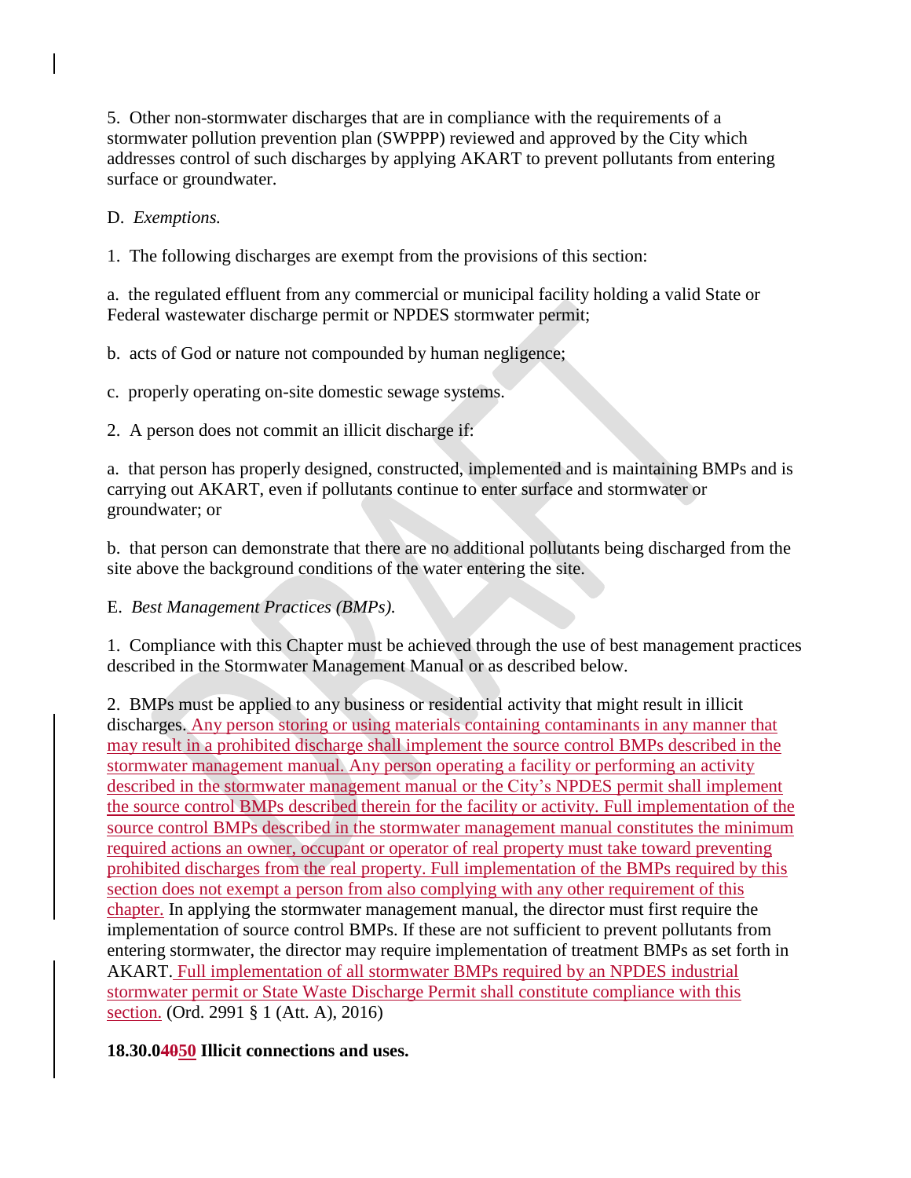5. Other non-stormwater discharges that are in compliance with the requirements of a stormwater pollution prevention plan (SWPPP) reviewed and approved by the City which addresses control of such discharges by applying AKART to prevent pollutants from entering surface or groundwater.

D. *Exemptions.*

1. The following discharges are exempt from the provisions of this section:

a. the regulated effluent from any commercial or municipal facility holding a valid State or Federal wastewater discharge permit or NPDES stormwater permit;

b. acts of God or nature not compounded by human negligence;

c. properly operating on-site domestic sewage systems.

2. A person does not commit an illicit discharge if:

a. that person has properly designed, constructed, implemented and is maintaining BMPs and is carrying out AKART, even if pollutants continue to enter surface and stormwater or groundwater; or

b. that person can demonstrate that there are no additional pollutants being discharged from the site above the background conditions of the water entering the site.

E. *Best Management Practices (BMPs).*

1. Compliance with this Chapter must be achieved through the use of best management practices described in the Stormwater Management Manual or as described below.

2. BMPs must be applied to any business or residential activity that might result in illicit discharges. Any person storing or using materials containing contaminants in any manner that may result in a prohibited discharge shall implement the source control BMPs described in the stormwater management manual. Any person operating a facility or performing an activity described in the stormwater management manual or the City's NPDES permit shall implement the source control BMPs described therein for the facility or activity. Full implementation of the source control BMPs described in the stormwater management manual constitutes the minimum required actions an owner, occupant or operator of real property must take toward preventing prohibited discharges from the real property. Full implementation of the BMPs required by this section does not exempt a person from also complying with any other requirement of this chapter. In applying the stormwater management manual, the director must first require the implementation of source control BMPs. If these are not sufficient to prevent pollutants from entering stormwater, the director may require implementation of treatment BMPs as set forth in AKART. Full implementation of all stormwater BMPs required by an NPDES industrial stormwater permit or State Waste Discharge Permit shall constitute compliance with this section. (Ord. 2991 § 1 (Att. A), 2016)

**18.30.0~~40~~50 Illicit connections and uses.**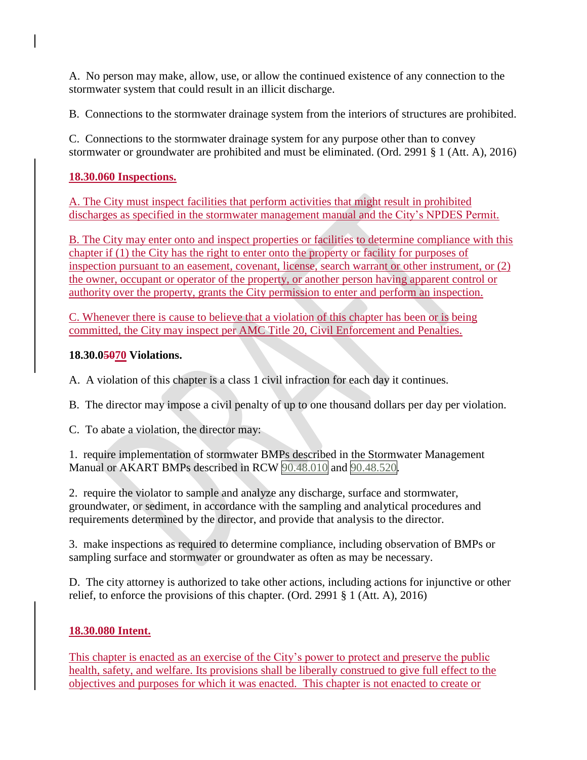A. No person may make, allow, use, or allow the continued existence of any connection to the stormwater system that could result in an illicit discharge.

B. Connections to the stormwater drainage system from the interiors of structures are prohibited.

C. Connections to the stormwater drainage system for any purpose other than to convey stormwater or groundwater are prohibited and must be eliminated. (Ord. 2991 § 1 (Att. A), 2016)

**18.30.060 Inspections.**

A. The City must inspect facilities that perform activities that might result in prohibited discharges as specified in the stormwater management manual and the City's NPDES Permit.

B. The City may enter onto and inspect properties or facilities to determine compliance with this chapter if (1) the City has the right to enter onto the property or facility for purposes of inspection pursuant to an easement, covenant, license, search warrant or other instrument, or (2) the owner, occupant or operator of the property, or another person having apparent control or authority over the property, grants the City permission to enter and perform an inspection.

C. Whenever there is cause to believe that a violation of this chapter has been or is being committed, the City may inspect per AMC Title 20, Civil Enforcement and Penalties.

**18.30.0~~50~~70 Violations.**

A. A violation of this chapter is a class 1 civil infraction for each day it continues.

B. The director may impose a civil penalty of up to one thousand dollars per day per violation.

C. To abate a violation, the director may:

1. require implementation of stormwater BMPs described in the Stormwater Management Manual or AKART BMPs described in RCW 90.48.010 and 90.48.520.

2. require the violator to sample and analyze any discharge, surface and stormwater, groundwater, or sediment, in accordance with the sampling and analytical procedures and requirements determined by the director, and provide that analysis to the director.

3. make inspections as required to determine compliance, including observation of BMPs or sampling surface and stormwater or groundwater as often as may be necessary.

D. The city attorney is authorized to take other actions, including actions for injunctive or other relief, to enforce the provisions of this chapter. (Ord. 2991 § 1 (Att. A), 2016)

**18.30.080 Intent.**

This chapter is enacted as an exercise of the City's power to protect and preserve the public health, safety, and welfare. Its provisions shall be liberally construed to give full effect to the objectives and purposes for which it was enacted. This chapter is not enacted to create or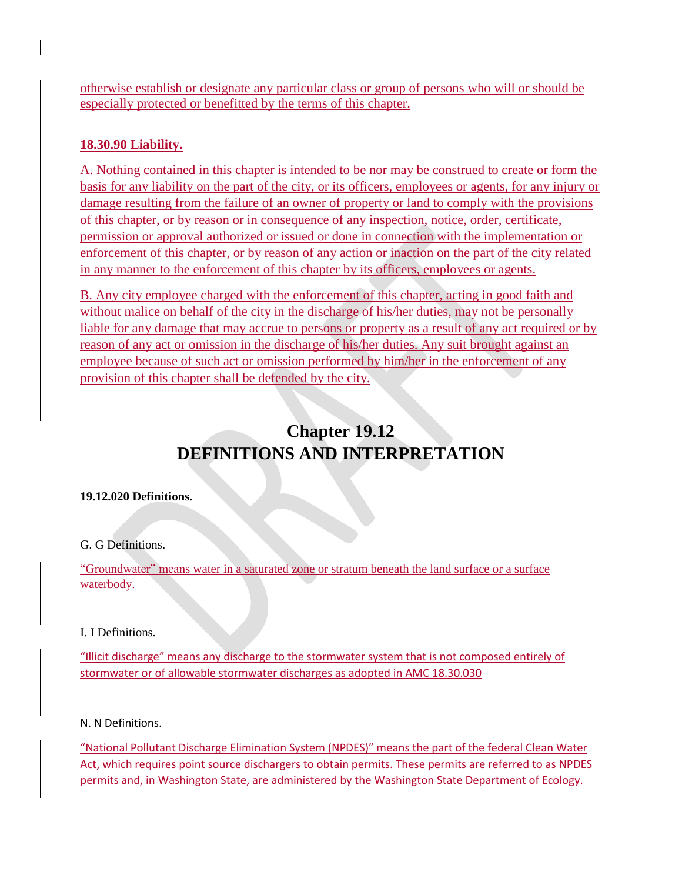otherwise establish or designate any particular class or group of persons who will or should be especially protected or benefitted by the terms of this chapter.

**18.30.90 Liability.**

A. Nothing contained in this chapter is intended to be nor may be construed to create or form the basis for any liability on the part of the city, or its officers, employees or agents, for any injury or damage resulting from the failure of an owner of property or land to comply with the provisions of this chapter, or by reason or in consequence of any inspection, notice, order, certificate, permission or approval authorized or issued or done in connection with the implementation or enforcement of this chapter, or by reason of any action or inaction on the part of the city related in any manner to the enforcement of this chapter by its officers, employees or agents.

B. Any city employee charged with the enforcement of this chapter, acting in good faith and without malice on behalf of the city in the discharge of his/her duties, may not be personally liable for any damage that may accrue to persons or property as a result of any act required or by reason of any act or omission in the discharge of his/her duties. Any suit brought against an employee because of such act or omission performed by him/her in the enforcement of any provision of this chapter shall be defended by the city.

# Chapter 19.12
# DEFINITIONS AND INTERPRETATION

**19.12.020 Definitions.**

G. G Definitions.

"Groundwater" means water in a saturated zone or stratum beneath the land surface or a surface waterbody.

I. I Definitions.

"Illicit discharge" means any discharge to the stormwater system that is not composed entirely of stormwater or of allowable stormwater discharges as adopted in AMC 18.30.030

N. N Definitions.

"National Pollutant Discharge Elimination System (NPDES)" means the part of the federal Clean Water Act, which requires point source dischargers to obtain permits. These permits are referred to as NPDES permits and, in Washington State, are administered by the Washington State Department of Ecology.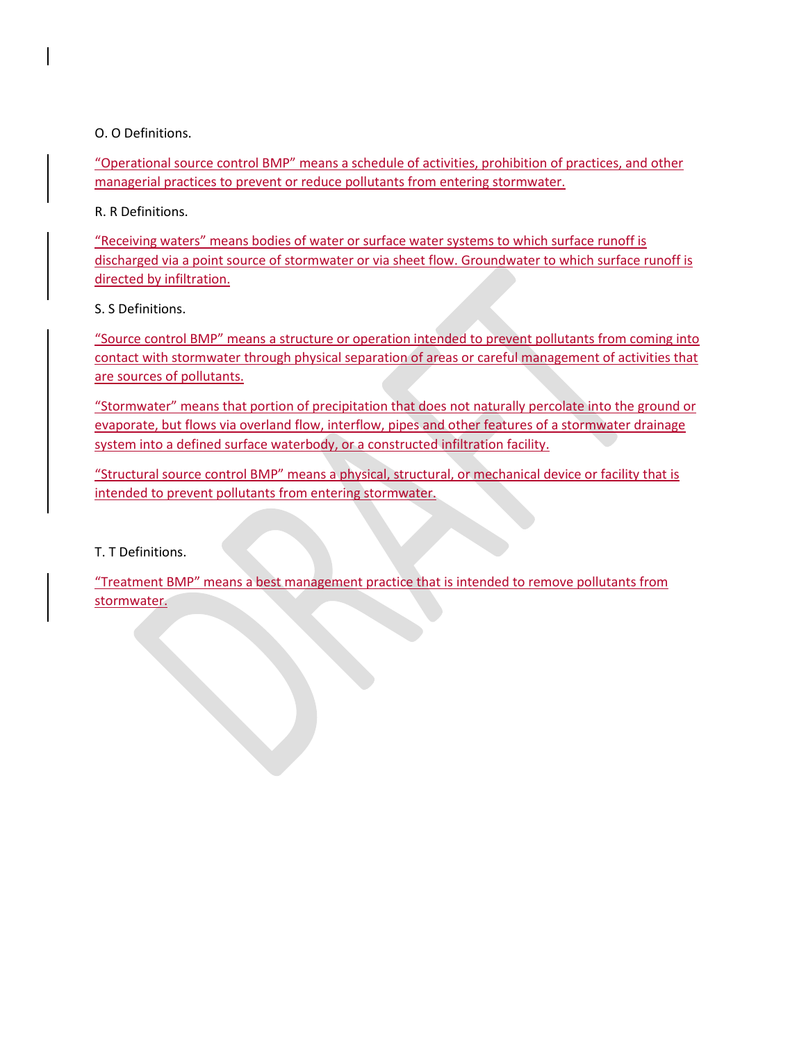O. O Definitions.

"Operational source control BMP" means a schedule of activities, prohibition of practices, and other managerial practices to prevent or reduce pollutants from entering stormwater.

R. R Definitions.

"Receiving waters" means bodies of water or surface water systems to which surface runoff is discharged via a point source of stormwater or via sheet flow. Groundwater to which surface runoff is directed by infiltration.

S. S Definitions.

"Source control BMP" means a structure or operation intended to prevent pollutants from coming into contact with stormwater through physical separation of areas or careful management of activities that are sources of pollutants.

"Stormwater" means that portion of precipitation that does not naturally percolate into the ground or evaporate, but flows via overland flow, interflow, pipes and other features of a stormwater drainage system into a defined surface waterbody, or a constructed infiltration facility.

"Structural source control BMP" means a physical, structural, or mechanical device or facility that is intended to prevent pollutants from entering stormwater.

T. T Definitions.

"Treatment BMP" means a best management practice that is intended to remove pollutants from stormwater.